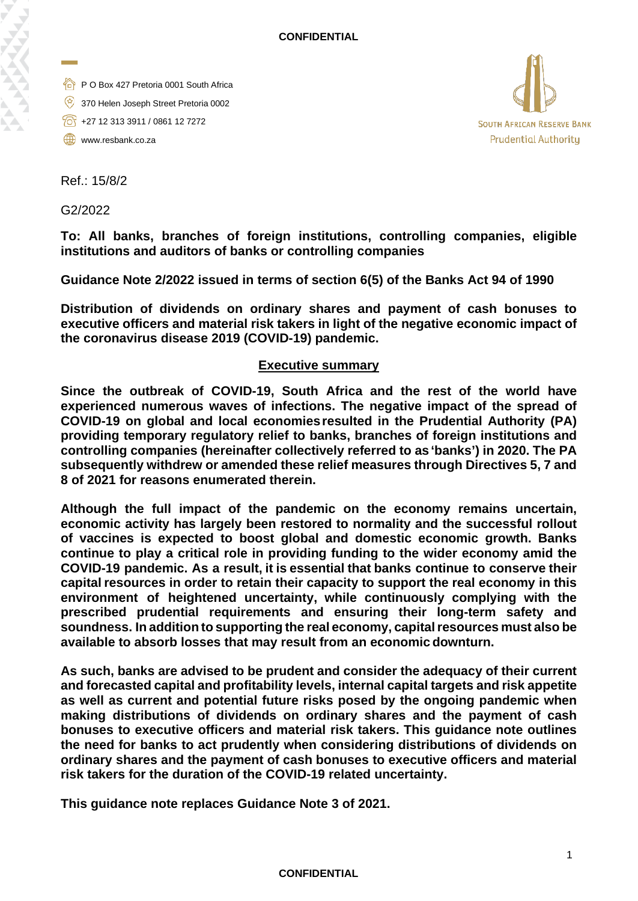**CONFIDENTIAL**

P O Box 427 Pretoria 0001 South Africa

370 Helen Joseph Street Pretoria 0002

+27 12 313 3911 / 0861 12 7272

www.resbank.co.za

SOUTH AFRICAN RESERVE BANK
Prudential Authority

Ref.: 15/8/2

G2/2022

**To: All banks, branches of foreign institutions, controlling companies, eligible institutions and auditors of banks or controlling companies**

**Guidance Note 2/2022 issued in terms of section 6(5) of the Banks Act 94 of 1990**

**Distribution of dividends on ordinary shares and payment of cash bonuses to executive officers and material risk takers in light of the negative economic impact of the coronavirus disease 2019 (COVID-19) pandemic.**

## Executive summary

**Since the outbreak of COVID-19, South Africa and the rest of the world have experienced numerous waves of infections. The negative impact of the spread of COVID-19 on global and local economies resulted in the Prudential Authority (PA) providing temporary regulatory relief to banks, branches of foreign institutions and controlling companies (hereinafter collectively referred to as 'banks') in 2020. The PA subsequently withdrew or amended these relief measures through Directives 5, 7 and 8 of 2021 for reasons enumerated therein.**

**Although the full impact of the pandemic on the economy remains uncertain, economic activity has largely been restored to normality and the successful rollout of vaccines is expected to boost global and domestic economic growth. Banks continue to play a critical role in providing funding to the wider economy amid the COVID-19 pandemic. As a result, it is essential that banks continue to conserve their capital resources in order to retain their capacity to support the real economy in this environment of heightened uncertainty, while continuously complying with the prescribed prudential requirements and ensuring their long-term safety and soundness. In addition to supporting the real economy, capital resources must also be available to absorb losses that may result from an economic downturn.**

**As such, banks are advised to be prudent and consider the adequacy of their current and forecasted capital and profitability levels, internal capital targets and risk appetite as well as current and potential future risks posed by the ongoing pandemic when making distributions of dividends on ordinary shares and the payment of cash bonuses to executive officers and material risk takers. This guidance note outlines the need for banks to act prudently when considering distributions of dividends on ordinary shares and the payment of cash bonuses to executive officers and material risk takers for the duration of the COVID-19 related uncertainty.**

**This guidance note replaces Guidance Note 3 of 2021.**

**CONFIDENTIAL**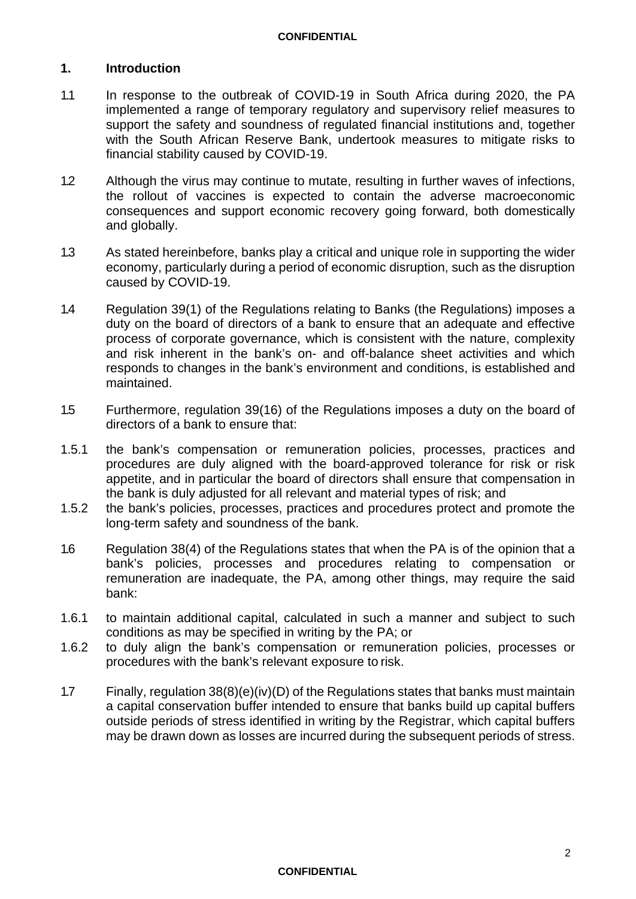## 1. Introduction

1.1 In response to the outbreak of COVID-19 in South Africa during 2020, the PA implemented a range of temporary regulatory and supervisory relief measures to support the safety and soundness of regulated financial institutions and, together with the South African Reserve Bank, undertook measures to mitigate risks to financial stability caused by COVID-19.

1.2 Although the virus may continue to mutate, resulting in further waves of infections, the rollout of vaccines is expected to contain the adverse macroeconomic consequences and support economic recovery going forward, both domestically and globally.

1.3 As stated hereinbefore, banks play a critical and unique role in supporting the wider economy, particularly during a period of economic disruption, such as the disruption caused by COVID-19.

1.4 Regulation 39(1) of the Regulations relating to Banks (the Regulations) imposes a duty on the board of directors of a bank to ensure that an adequate and effective process of corporate governance, which is consistent with the nature, complexity and risk inherent in the bank's on- and off-balance sheet activities and which responds to changes in the bank's environment and conditions, is established and maintained.

1.5 Furthermore, regulation 39(16) of the Regulations imposes a duty on the board of directors of a bank to ensure that:

1.5.1 the bank's compensation or remuneration policies, processes, practices and procedures are duly aligned with the board-approved tolerance for risk or risk appetite, and in particular the board of directors shall ensure that compensation in the bank is duly adjusted for all relevant and material types of risk; and

1.5.2 the bank's policies, processes, practices and procedures protect and promote the long-term safety and soundness of the bank.

1.6 Regulation 38(4) of the Regulations states that when the PA is of the opinion that a bank's policies, processes and procedures relating to compensation or remuneration are inadequate, the PA, among other things, may require the said bank:

1.6.1 to maintain additional capital, calculated in such a manner and subject to such conditions as may be specified in writing by the PA; or

1.6.2 to duly align the bank's compensation or remuneration policies, processes or procedures with the bank's relevant exposure to risk.

1.7 Finally, regulation 38(8)(e)(iv)(D) of the Regulations states that banks must maintain a capital conservation buffer intended to ensure that banks build up capital buffers outside periods of stress identified in writing by the Registrar, which capital buffers may be drawn down as losses are incurred during the subsequent periods of stress.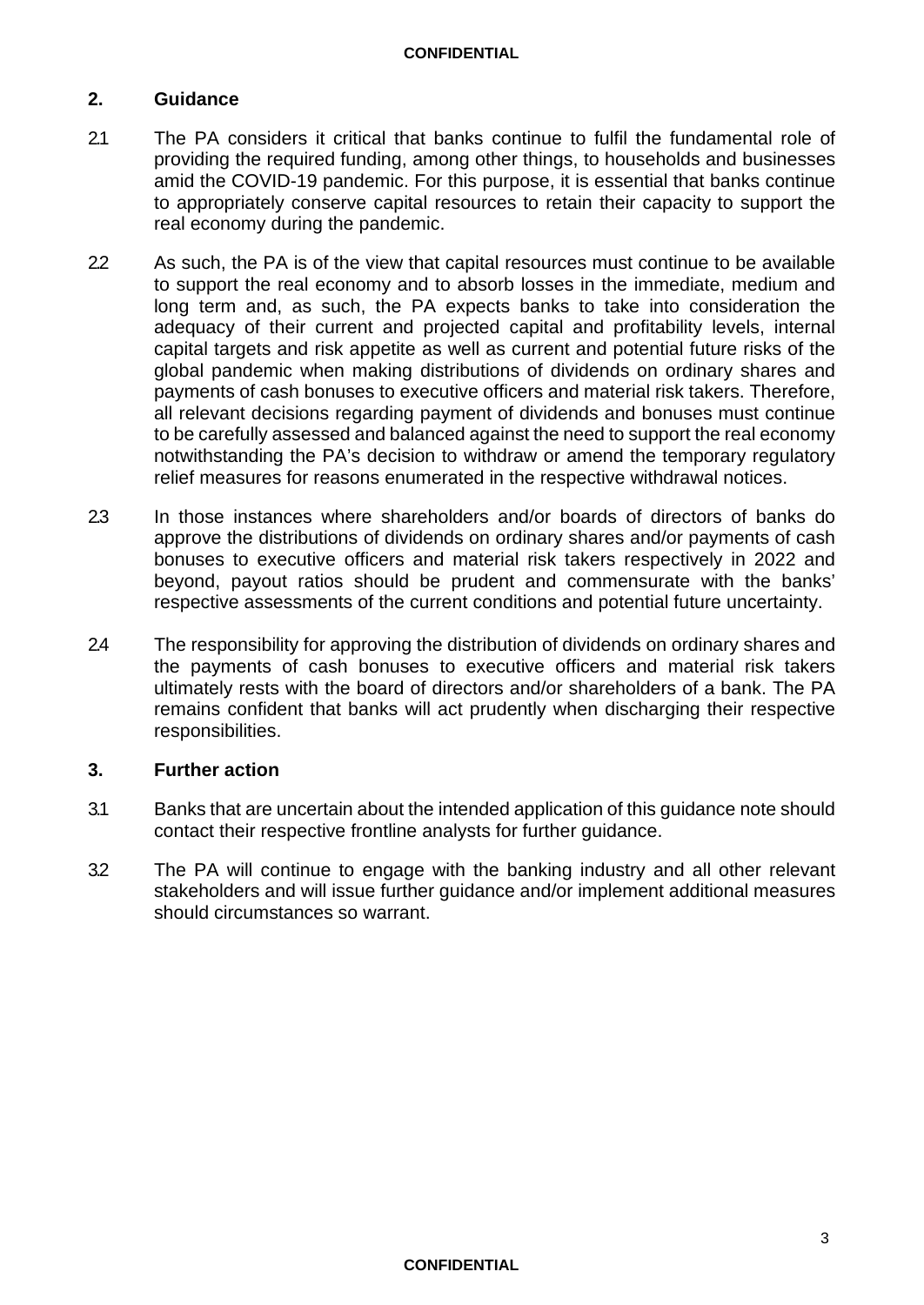## 2. Guidance

2.1 The PA considers it critical that banks continue to fulfil the fundamental role of providing the required funding, among other things, to households and businesses amid the COVID-19 pandemic. For this purpose, it is essential that banks continue to appropriately conserve capital resources to retain their capacity to support the real economy during the pandemic.

2.2 As such, the PA is of the view that capital resources must continue to be available to support the real economy and to absorb losses in the immediate, medium and long term and, as such, the PA expects banks to take into consideration the adequacy of their current and projected capital and profitability levels, internal capital targets and risk appetite as well as current and potential future risks of the global pandemic when making distributions of dividends on ordinary shares and payments of cash bonuses to executive officers and material risk takers. Therefore, all relevant decisions regarding payment of dividends and bonuses must continue to be carefully assessed and balanced against the need to support the real economy notwithstanding the PA's decision to withdraw or amend the temporary regulatory relief measures for reasons enumerated in the respective withdrawal notices.

2.3 In those instances where shareholders and/or boards of directors of banks do approve the distributions of dividends on ordinary shares and/or payments of cash bonuses to executive officers and material risk takers respectively in 2022 and beyond, payout ratios should be prudent and commensurate with the banks' respective assessments of the current conditions and potential future uncertainty.

2.4 The responsibility for approving the distribution of dividends on ordinary shares and the payments of cash bonuses to executive officers and material risk takers ultimately rests with the board of directors and/or shareholders of a bank. The PA remains confident that banks will act prudently when discharging their respective responsibilities.

## 3. Further action

3.1 Banks that are uncertain about the intended application of this guidance note should contact their respective frontline analysts for further guidance.

3.2 The PA will continue to engage with the banking industry and all other relevant stakeholders and will issue further guidance and/or implement additional measures should circumstances so warrant.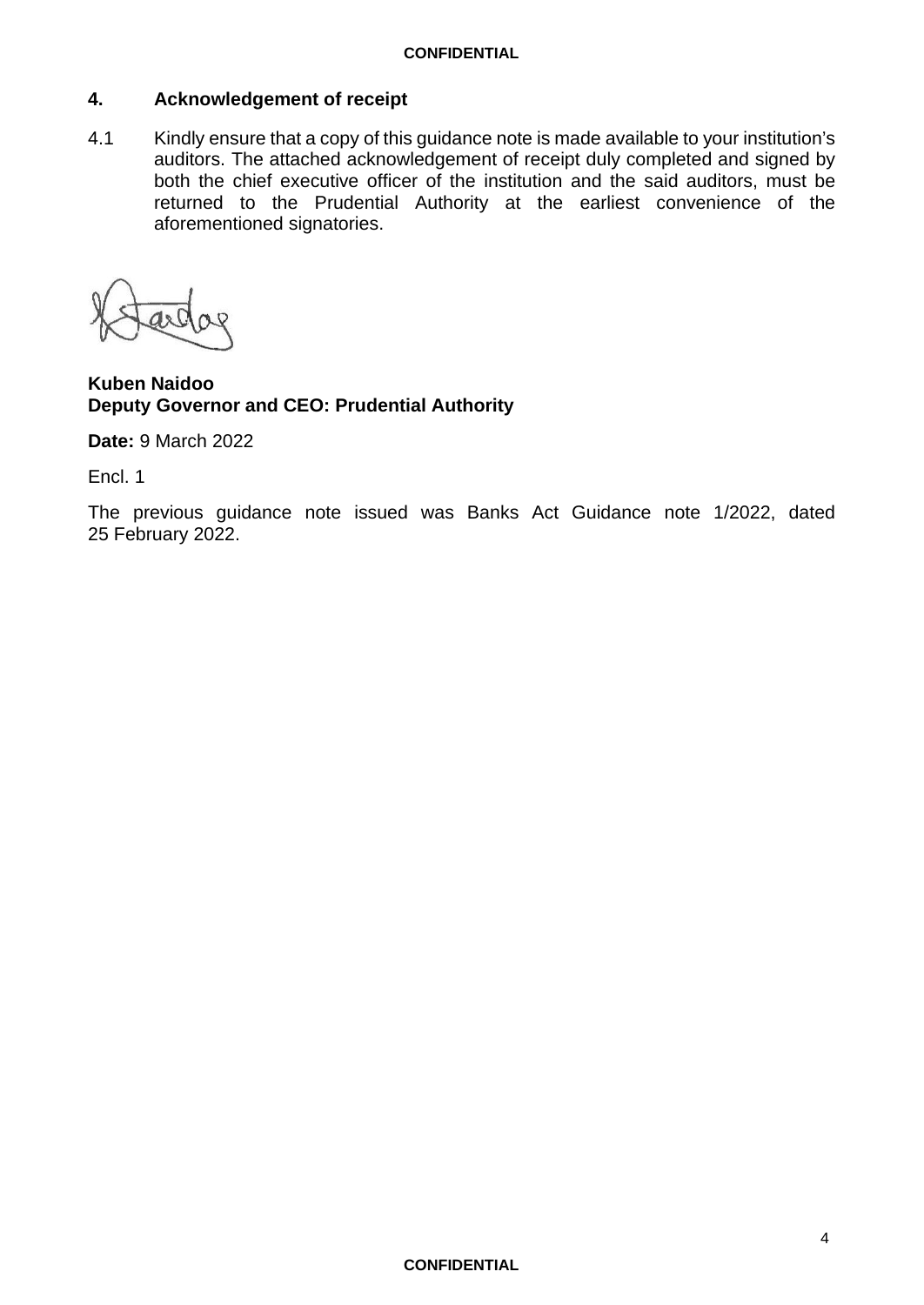## 4. Acknowledgement of receipt

4.1 Kindly ensure that a copy of this guidance note is made available to your institution's auditors. The attached acknowledgement of receipt duly completed and signed by both the chief executive officer of the institution and the said auditors, must be returned to the Prudential Authority at the earliest convenience of the aforementioned signatories.

**Kuben Naidoo**
**Deputy Governor and CEO: Prudential Authority**

**Date:** 9 March 2022

Encl. 1

The previous guidance note issued was Banks Act Guidance note 1/2022, dated 25 February 2022.